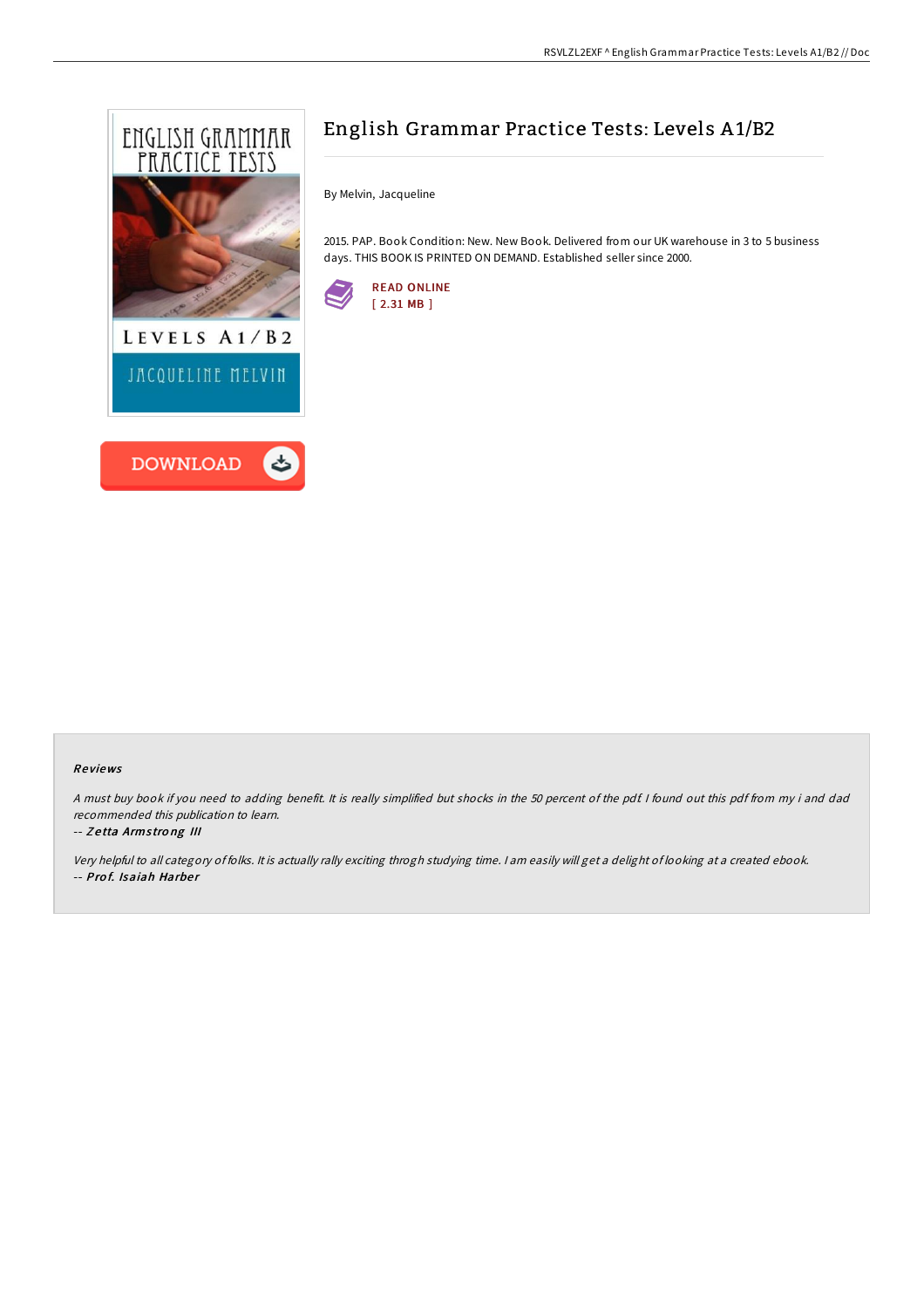# English Grammar Practice Tests: Levels A1/B2

By Melvin, Jacqueline

2015. PAP. Book Condition: New. New Book. Delivered from our UK warehouse in 3 to 5 business days. THIS BOOK IS PRINTED ON DEMAND. Established seller since 2000.

READ ONLINE
[ 2.31 MB ]

DOWNLOAD

### Reviews

*A must buy book if you need to adding benefit. It is really simplified but shocks in the 50 percent of the pdf. I found out this pdf from my i and dad recommended this publication to learn.*

-- ***Zetta Armstrong III***

*Very helpful to all category of folks. It is actually rally exciting throgh studying time. I am easily will get a delight of looking at a created ebook.*

-- ***Prof. Isaiah Harber***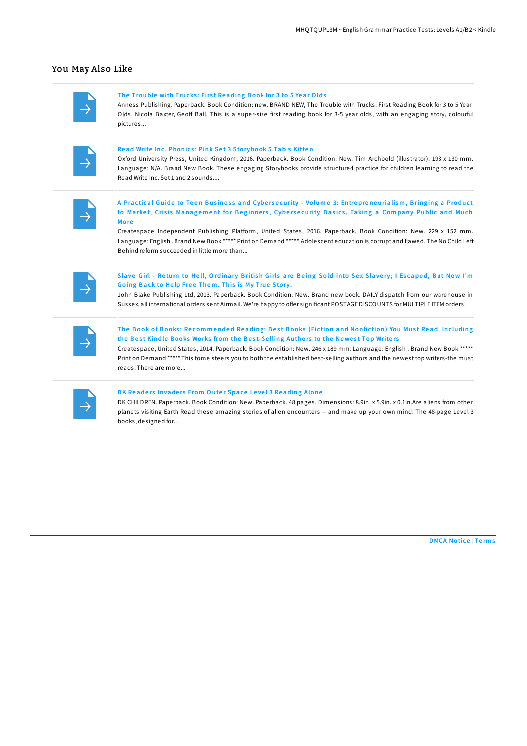## You May Also Like

**The Trouble with Trucks: First Reading Book for 3 to 5 Year Olds**

Anness Publishing. Paperback. Book Condition: new. BRAND NEW, The Trouble with Trucks: First Reading Book for 3 to 5 Year Olds, Nicola Baxter, Geoff Ball, This is a super-size first reading book for 3-5 year olds, with an engaging story, colourful pictures...

**Read Write Inc. Phonics: Pink Set 3 Storybook 5 Tab s Kitten**

Oxford University Press, United Kingdom, 2016. Paperback. Book Condition: New. Tim Archbold (illustrator). 193 x 130 mm. Language: N/A. Brand New Book. These engaging Storybooks provide structured practice for children learning to read the Read Write Inc. Set 1 and 2 sounds....

**A Practical Guide to Teen Business and Cybersecurity - Volume 3: Entrepreneurialism, Bringing a Product to Market, Crisis Management for Beginners, Cybersecurity Basics, Taking a Company Public and Much More**

Createspace Independent Publishing Platform, United States, 2016. Paperback. Book Condition: New. 229 x 152 mm. Language: English . Brand New Book ***** Print on Demand *****.Adolescent education is corrupt and flawed. The No Child Left Behind reform succeeded in little more than...

**Slave Girl - Return to Hell, Ordinary British Girls are Being Sold into Sex Slavery; I Escaped, But Now I'm Going Back to Help Free Them. This is My True Story.**

John Blake Publishing Ltd, 2013. Paperback. Book Condition: New. Brand new book. DAILY dispatch from our warehouse in Sussex, all international orders sent Airmail. We're happy to offer significant POSTAGE DISCOUNTS for MULTIPLE ITEM orders.

**The Book of Books: Recommended Reading: Best Books (Fiction and Nonfiction) You Must Read, Including the Best Kindle Books Works from the Best-Selling Authors to the Newest Top Writers**

Createspace, United States, 2014. Paperback. Book Condition: New. 246 x 189 mm. Language: English . Brand New Book ***** Print on Demand *****.This tome steers you to both the established best-selling authors and the newest top writers-the must reads! There are more...

**DK Readers Invaders From Outer Space Level 3 Reading Alone**

DK CHILDREN. Paperback. Book Condition: New. Paperback. 48 pages. Dimensions: 8.9in. x 5.9in. x 0.1in.Are aliens from other planets visiting Earth Read these amazing stories of alien encounters -- and make up your own mind! The 48-page Level 3 books, designed for...

DMCA Notice | Terms